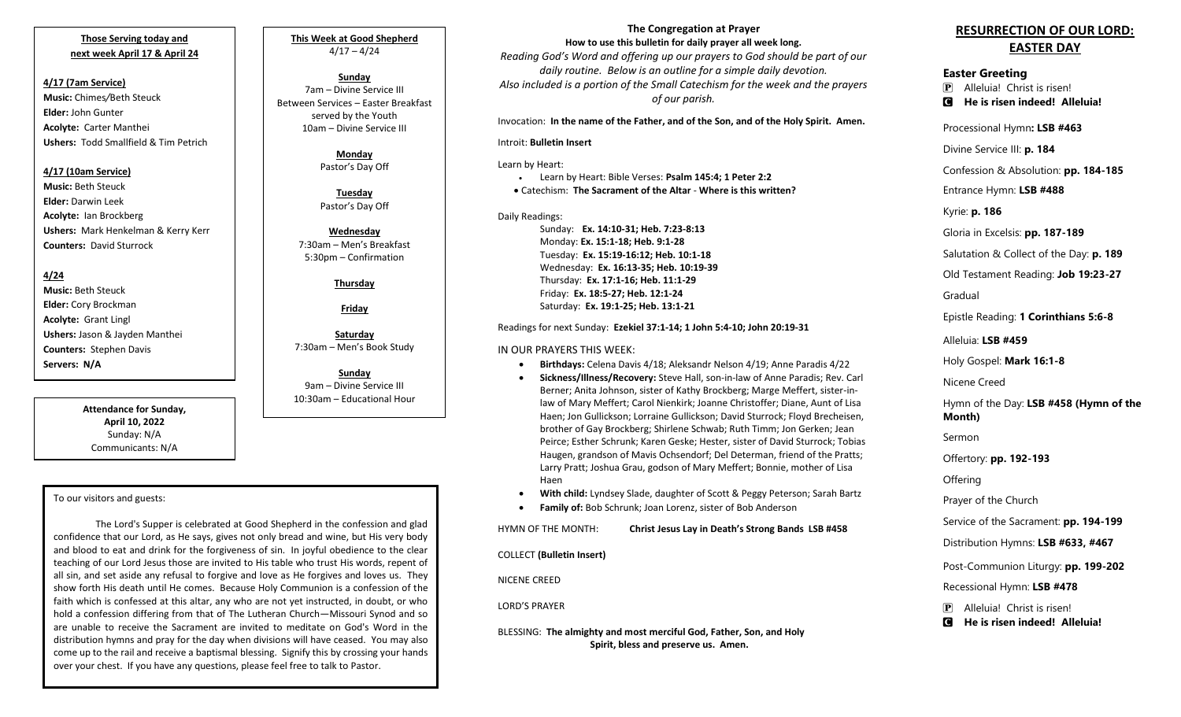## Those Serving today and next week April 17 & April 24

**4/17 (7am Service)**
**Music:** Chimes/Beth Steuck
**Elder:** John Gunter
**Acolyte:** Carter Manthei
**Ushers:** Todd Smallfield & Tim Petrich

**4/17 (10am Service)**
**Music:** Beth Steuck
**Elder:** Darwin Leek
**Acolyte:** Ian Brockberg
**Ushers:** Mark Henkelman & Kerry Kerr
**Counters:** David Sturrock

**4/24**
**Music:** Beth Steuck
**Elder:** Cory Brockman
**Acolyte:** Grant Lingl
**Ushers:** Jason & Jayden Manthei
**Counters:** Stephen Davis
**Servers: N/A**

**Attendance for Sunday, April 10, 2022**
Sunday: N/A
Communicants: N/A

## This Week at Good Shepherd
4/17 – 4/24

**Sunday**
7am – Divine Service III
Between Services – Easter Breakfast served by the Youth
10am – Divine Service III

**Monday**
Pastor's Day Off

**Tuesday**
Pastor's Day Off

**Wednesday**
7:30am – Men's Breakfast
5:30pm – Confirmation

**Thursday**

**Friday**

**Saturday**
7:30am – Men's Book Study

**Sunday**
9am – Divine Service III
10:30am – Educational Hour

To our visitors and guests:

The Lord's Supper is celebrated at Good Shepherd in the confession and glad confidence that our Lord, as He says, gives not only bread and wine, but His very body and blood to eat and drink for the forgiveness of sin. In joyful obedience to the clear teaching of our Lord Jesus those are invited to His table who trust His words, repent of all sin, and set aside any refusal to forgive and love as He forgives and loves us. They show forth His death until He comes. Because Holy Communion is a confession of the faith which is confessed at this altar, any who are not yet instructed, in doubt, or who hold a confession differing from that of The Lutheran Church—Missouri Synod and so are unable to receive the Sacrament are invited to meditate on God's Word in the distribution hymns and pray for the day when divisions will have ceased. You may also come up to the rail and receive a baptismal blessing. Signify this by crossing your hands over your chest. If you have any questions, please feel free to talk to Pastor.

## The Congregation at Prayer

**How to use this bulletin for daily prayer all week long.**

*Reading God's Word and offering up our prayers to God should be part of our daily routine. Below is an outline for a simple daily devotion. Also included is a portion of the Small Catechism for the week and the prayers of our parish.*

Invocation: **In the name of the Father, and of the Son, and of the Holy Spirit. Amen.**

Introit: **Bulletin Insert**

Learn by Heart:
- Learn by Heart: Bible Verses: **Psalm 145:4; 1 Peter 2:2**
- Catechism: **The Sacrament of the Altar** - **Where is this written?**

Daily Readings:
Sunday: **Ex. 14:10-31; Heb. 7:23-8:13**
Monday: **Ex. 15:1-18; Heb. 9:1-28**
Tuesday: **Ex. 15:19-16:12; Heb. 10:1-18**
Wednesday: **Ex. 16:13-35; Heb. 10:19-39**
Thursday: **Ex. 17:1-16; Heb. 11:1-29**
Friday: **Ex. 18:5-27; Heb. 12:1-24**
Saturday: **Ex. 19:1-25; Heb. 13:1-21**

Readings for next Sunday: **Ezekiel 37:1-14; 1 John 5:4-10; John 20:19-31**

IN OUR PRAYERS THIS WEEK:
- **Birthdays:** Celena Davis 4/18; Aleksandr Nelson 4/19; Anne Paradis 4/22
- **Sickness/Illness/Recovery:** Steve Hall, son-in-law of Anne Paradis; Rev. Carl Berner; Anita Johnson, sister of Kathy Brockberg; Marge Meffert, sister-in-law of Mary Meffert; Carol Nienkirk; Joanne Christoffer; Diane, Aunt of Lisa Haen; Jon Gullickson; Lorraine Gullickson; David Sturrock; Floyd Brecheisen, brother of Gay Brockberg; Shirlene Schwab; Ruth Timm; Jon Gerken; Jean Peirce; Esther Schrunk; Karen Geske; Hester, sister of David Sturrock; Tobias Haugen, grandson of Mavis Ochsendorf; Del Determan, friend of the Pratts; Larry Pratt; Joshua Grau, godson of Mary Meffert; Bonnie, mother of Lisa Haen
- **With child:** Lyndsey Slade, daughter of Scott & Peggy Peterson; Sarah Bartz
- **Family of:** Bob Schrunk; Joan Lorenz, sister of Bob Anderson

HYMN OF THE MONTH: **Christ Jesus Lay in Death's Strong Bands LSB #458**

COLLECT **(Bulletin Insert)**

NICENE CREED

LORD'S PRAYER

BLESSING: **The almighty and most merciful God, Father, Son, and Holy Spirit, bless and preserve us. Amen.**

## RESURRECTION OF OUR LORD: EASTER DAY

**Easter Greeting**
P Alleluia! Christ is risen!
C **He is risen indeed! Alleluia!**

Processional Hymn**: LSB #463**

Divine Service III: **p. 184**

Confession & Absolution: **pp. 184-185**

Entrance Hymn: **LSB #488**

Kyrie: **p. 186**

Gloria in Excelsis: **pp. 187-189**

Salutation & Collect of the Day: **p. 189**

Old Testament Reading: **Job 19:23-27**

Gradual

Epistle Reading: **1 Corinthians 5:6-8**

Alleluia: **LSB #459**

Holy Gospel: **Mark 16:1-8**

Nicene Creed

Hymn of the Day: **LSB #458 (Hymn of the Month)**

Sermon

Offertory: **pp. 192-193**

Offering

Prayer of the Church

Service of the Sacrament: **pp. 194-199**

Distribution Hymns: **LSB #633, #467**

Post-Communion Liturgy: **pp. 199-202**

Recessional Hymn: **LSB #478**

P Alleluia! Christ is risen!
C **He is risen indeed! Alleluia!**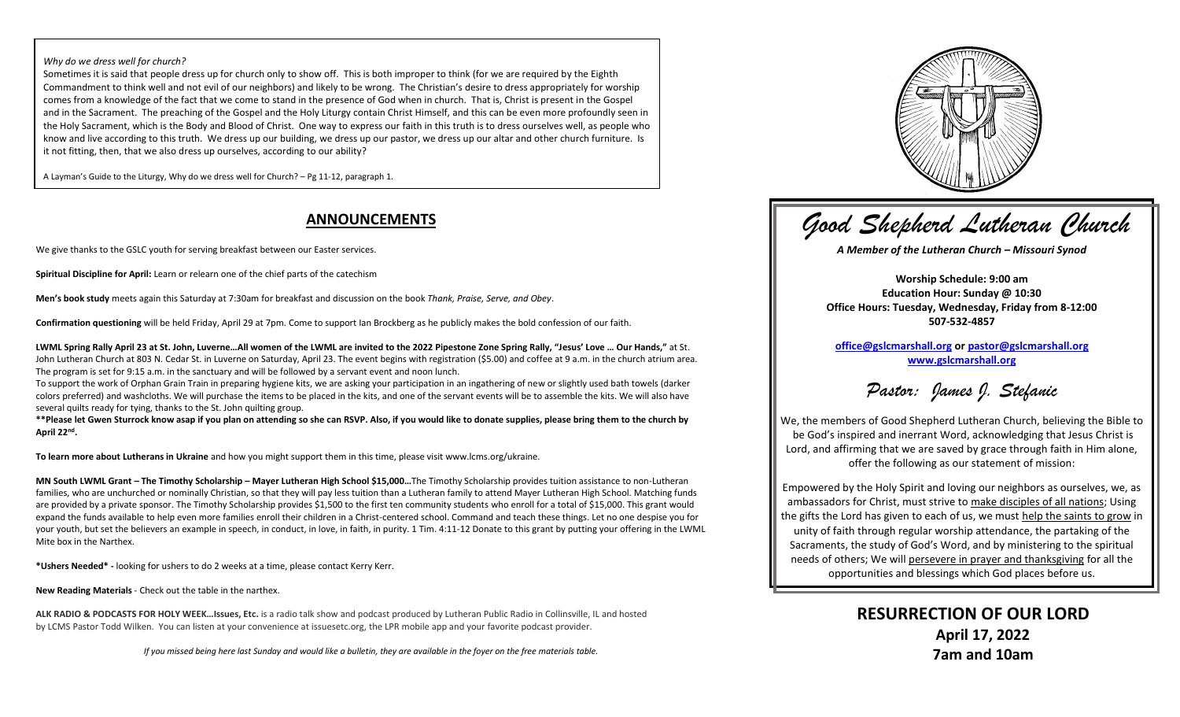*Why do we dress well for church?*

Sometimes it is said that people dress up for church only to show off. This is both improper to think (for we are required by the Eighth Commandment to think well and not evil of our neighbors) and likely to be wrong. The Christian's desire to dress appropriately for worship comes from a knowledge of the fact that we come to stand in the presence of God when in church. That is, Christ is present in the Gospel and in the Sacrament. The preaching of the Gospel and the Holy Liturgy contain Christ Himself, and this can be even more profoundly seen in the Holy Sacrament, which is the Body and Blood of Christ. One way to express our faith in this truth is to dress ourselves well, as people who know and live according to this truth. We dress up our building, we dress up our pastor, we dress up our altar and other church furniture. Is it not fitting, then, that we also dress up ourselves, according to our ability?

A Layman's Guide to the Liturgy, Why do we dress well for Church? – Pg 11-12, paragraph 1.

## ANNOUNCEMENTS

We give thanks to the GSLC youth for serving breakfast between our Easter services.

**Spiritual Discipline for April:** Learn or relearn one of the chief parts of the catechism

**Men's book study** meets again this Saturday at 7:30am for breakfast and discussion on the book *Thank, Praise, Serve, and Obey*.

**Confirmation questioning** will be held Friday, April 29 at 7pm. Come to support Ian Brockberg as he publicly makes the bold confession of our faith.

**LWML Spring Rally April 23 at St. John, Luverne…All women of the LWML are invited to the 2022 Pipestone Zone Spring Rally, "Jesus' Love … Our Hands,"** at St. John Lutheran Church at 803 N. Cedar St. in Luverne on Saturday, April 23. The event begins with registration ($5.00) and coffee at 9 a.m. in the church atrium area. The program is set for 9:15 a.m. in the sanctuary and will be followed by a servant event and noon lunch.

To support the work of Orphan Grain Train in preparing hygiene kits, we are asking your participation in an ingathering of new or slightly used bath towels (darker colors preferred) and washcloths. We will purchase the items to be placed in the kits, and one of the servant events will be to assemble the kits. We will also have several quilts ready for tying, thanks to the St. John quilting group.

**\*\*Please let Gwen Sturrock know asap if you plan on attending so she can RSVP. Also, if you would like to donate supplies, please bring them to the church by April 22nd.**

**To learn more about Lutherans in Ukraine** and how you might support them in this time, please visit www.lcms.org/ukraine.

**MN South LWML Grant – The Timothy Scholarship – Mayer Lutheran High School $15,000…**The Timothy Scholarship provides tuition assistance to non-Lutheran families, who are unchurched or nominally Christian, so that they will pay less tuition than a Lutheran family to attend Mayer Lutheran High School. Matching funds are provided by a private sponsor. The Timothy Scholarship provides $1,500 to the first ten community students who enroll for a total of $15,000. This grant would expand the funds available to help even more families enroll their children in a Christ-centered school. Command and teach these things. Let no one despise you for your youth, but set the believers an example in speech, in conduct, in love, in faith, in purity. 1 Tim. 4:11-12 Donate to this grant by putting your offering in the LWML Mite box in the Narthex.

**\*Ushers Needed\* -** looking for ushers to do 2 weeks at a time, please contact Kerry Kerr.

**New Reading Materials** - Check out the table in the narthex.

**ALK RADIO & PODCASTS FOR HOLY WEEK…Issues, Etc.** is a radio talk show and podcast produced by Lutheran Public Radio in Collinsville, IL and hosted by LCMS Pastor Todd Wilken. You can listen at your convenience at issuesetc.org, the LPR mobile app and your favorite podcast provider.

*If you missed being here last Sunday and would like a bulletin, they are available in the foyer on the free materials table.*

# *Good Shepherd Lutheran Church*

***A Member of the Lutheran Church – Missouri Synod***

**Worship Schedule: 9:00 am**
**Education Hour: Sunday @ 10:30**
**Office Hours: Tuesday, Wednesday, Friday from 8-12:00**
**507-532-4857**

**office@gslcmarshall.org or pastor@gslcmarshall.org**
**www.gslcmarshall.org**

*Pastor: James J. Stefanic*

We, the members of Good Shepherd Lutheran Church, believing the Bible to be God's inspired and inerrant Word, acknowledging that Jesus Christ is Lord, and affirming that we are saved by grace through faith in Him alone, offer the following as our statement of mission:

Empowered by the Holy Spirit and loving our neighbors as ourselves, we, as ambassadors for Christ, must strive to make disciples of all nations; Using the gifts the Lord has given to each of us, we must help the saints to grow in unity of faith through regular worship attendance, the partaking of the Sacraments, the study of God's Word, and by ministering to the spiritual needs of others; We will persevere in prayer and thanksgiving for all the opportunities and blessings which God places before us.

## RESURRECTION OF OUR LORD

**April 17, 2022**
**7am and 10am**